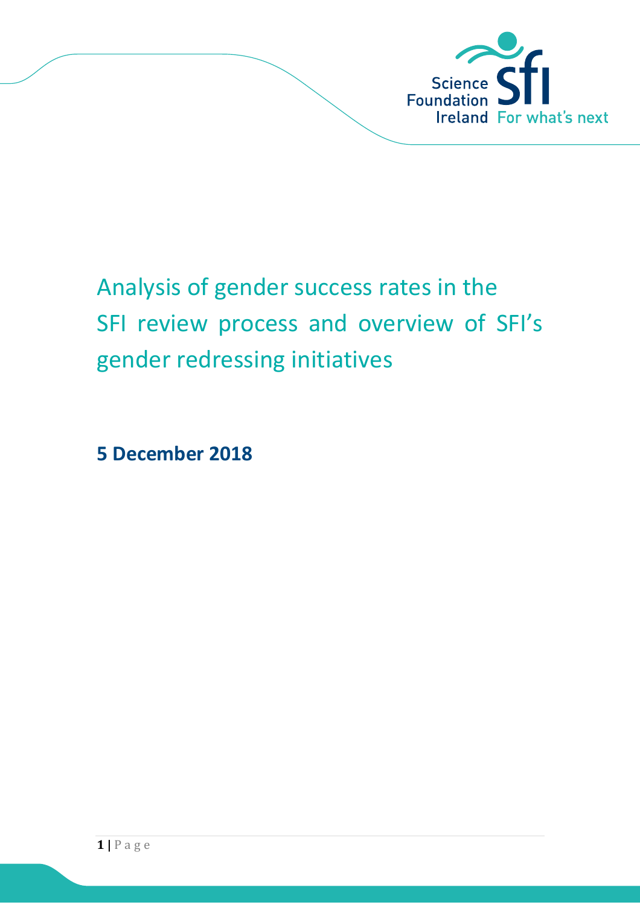# Analysis of gender success rates in the SFI review process and overview of SFI's gender redressing initiatives

**5 December 2018**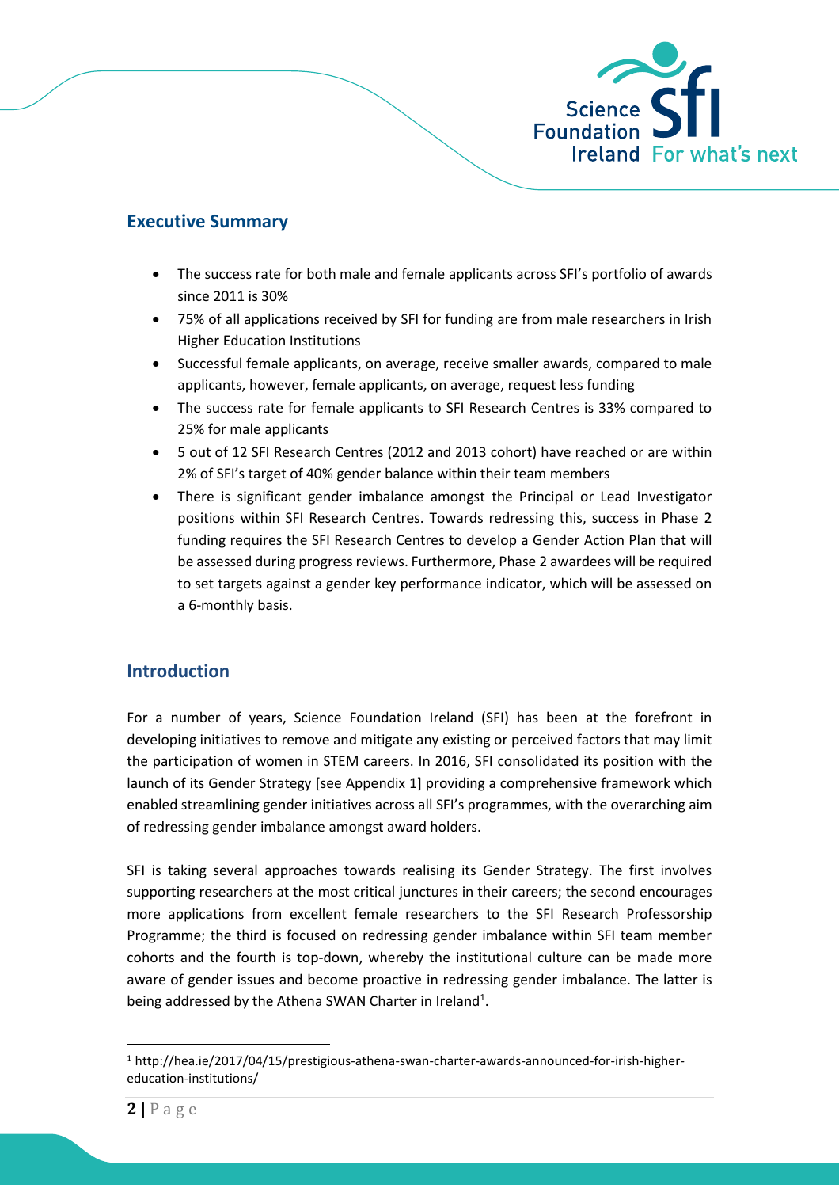## Executive Summary

- The success rate for both male and female applicants across SFI's portfolio of awards since 2011 is 30%
- 75% of all applications received by SFI for funding are from male researchers in Irish Higher Education Institutions
- Successful female applicants, on average, receive smaller awards, compared to male applicants, however, female applicants, on average, request less funding
- The success rate for female applicants to SFI Research Centres is 33% compared to 25% for male applicants
- 5 out of 12 SFI Research Centres (2012 and 2013 cohort) have reached or are within 2% of SFI's target of 40% gender balance within their team members
- There is significant gender imbalance amongst the Principal or Lead Investigator positions within SFI Research Centres. Towards redressing this, success in Phase 2 funding requires the SFI Research Centres to develop a Gender Action Plan that will be assessed during progress reviews. Furthermore, Phase 2 awardees will be required to set targets against a gender key performance indicator, which will be assessed on a 6-monthly basis.

## Introduction

For a number of years, Science Foundation Ireland (SFI) has been at the forefront in developing initiatives to remove and mitigate any existing or perceived factors that may limit the participation of women in STEM careers. In 2016, SFI consolidated its position with the launch of its Gender Strategy [see Appendix 1] providing a comprehensive framework which enabled streamlining gender initiatives across all SFI's programmes, with the overarching aim of redressing gender imbalance amongst award holders.

SFI is taking several approaches towards realising its Gender Strategy. The first involves supporting researchers at the most critical junctures in their careers; the second encourages more applications from excellent female researchers to the SFI Research Professorship Programme; the third is focused on redressing gender imbalance within SFI team member cohorts and the fourth is top-down, whereby the institutional culture can be made more aware of gender issues and become proactive in redressing gender imbalance. The latter is being addressed by the Athena SWAN Charter in Ireland[1].

[1] http://hea.ie/2017/04/15/prestigious-athena-swan-charter-awards-announced-for-irish-higher-education-institutions/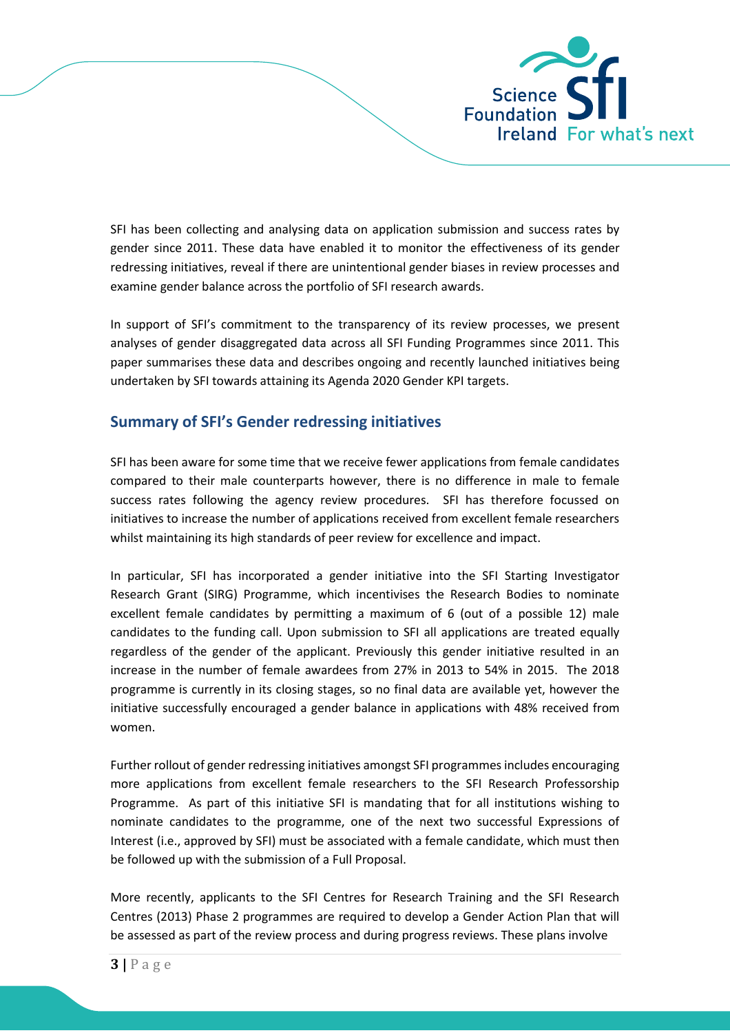SFI has been collecting and analysing data on application submission and success rates by gender since 2011. These data have enabled it to monitor the effectiveness of its gender redressing initiatives, reveal if there are unintentional gender biases in review processes and examine gender balance across the portfolio of SFI research awards.

In support of SFI's commitment to the transparency of its review processes, we present analyses of gender disaggregated data across all SFI Funding Programmes since 2011. This paper summarises these data and describes ongoing and recently launched initiatives being undertaken by SFI towards attaining its Agenda 2020 Gender KPI targets.

## Summary of SFI's Gender redressing initiatives

SFI has been aware for some time that we receive fewer applications from female candidates compared to their male counterparts however, there is no difference in male to female success rates following the agency review procedures. SFI has therefore focussed on initiatives to increase the number of applications received from excellent female researchers whilst maintaining its high standards of peer review for excellence and impact.

In particular, SFI has incorporated a gender initiative into the SFI Starting Investigator Research Grant (SIRG) Programme, which incentivises the Research Bodies to nominate excellent female candidates by permitting a maximum of 6 (out of a possible 12) male candidates to the funding call. Upon submission to SFI all applications are treated equally regardless of the gender of the applicant. Previously this gender initiative resulted in an increase in the number of female awardees from 27% in 2013 to 54% in 2015. The 2018 programme is currently in its closing stages, so no final data are available yet, however the initiative successfully encouraged a gender balance in applications with 48% received from women.

Further rollout of gender redressing initiatives amongst SFI programmes includes encouraging more applications from excellent female researchers to the SFI Research Professorship Programme. As part of this initiative SFI is mandating that for all institutions wishing to nominate candidates to the programme, one of the next two successful Expressions of Interest (i.e., approved by SFI) must be associated with a female candidate, which must then be followed up with the submission of a Full Proposal.

More recently, applicants to the SFI Centres for Research Training and the SFI Research Centres (2013) Phase 2 programmes are required to develop a Gender Action Plan that will be assessed as part of the review process and during progress reviews. These plans involve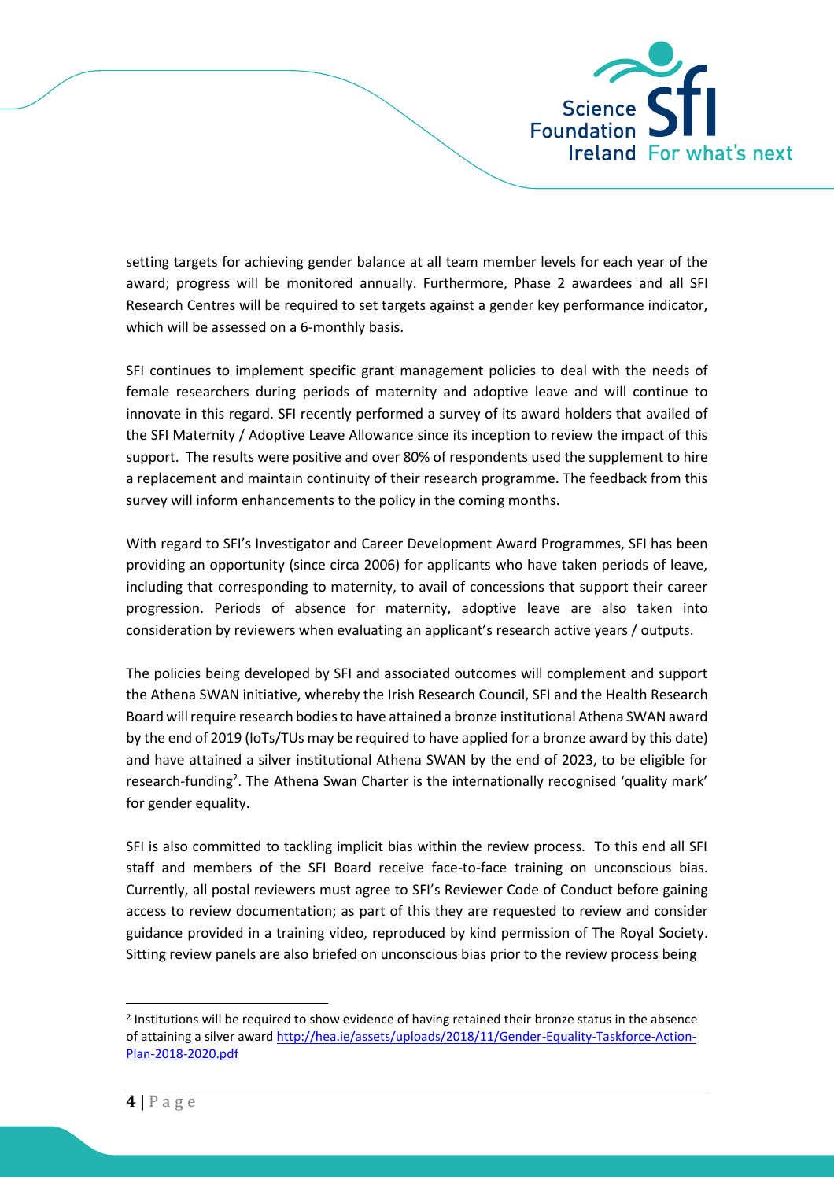setting targets for achieving gender balance at all team member levels for each year of the award; progress will be monitored annually. Furthermore, Phase 2 awardees and all SFI Research Centres will be required to set targets against a gender key performance indicator, which will be assessed on a 6-monthly basis.

SFI continues to implement specific grant management policies to deal with the needs of female researchers during periods of maternity and adoptive leave and will continue to innovate in this regard. SFI recently performed a survey of its award holders that availed of the SFI Maternity / Adoptive Leave Allowance since its inception to review the impact of this support. The results were positive and over 80% of respondents used the supplement to hire a replacement and maintain continuity of their research programme. The feedback from this survey will inform enhancements to the policy in the coming months.

With regard to SFI's Investigator and Career Development Award Programmes, SFI has been providing an opportunity (since circa 2006) for applicants who have taken periods of leave, including that corresponding to maternity, to avail of concessions that support their career progression. Periods of absence for maternity, adoptive leave are also taken into consideration by reviewers when evaluating an applicant's research active years / outputs.

The policies being developed by SFI and associated outcomes will complement and support the Athena SWAN initiative, whereby the Irish Research Council, SFI and the Health Research Board will require research bodies to have attained a bronze institutional Athena SWAN award by the end of 2019 (IoTs/TUs may be required to have applied for a bronze award by this date) and have attained a silver institutional Athena SWAN by the end of 2023, to be eligible for research-funding[2]. The Athena Swan Charter is the internationally recognised 'quality mark' for gender equality.

SFI is also committed to tackling implicit bias within the review process. To this end all SFI staff and members of the SFI Board receive face-to-face training on unconscious bias. Currently, all postal reviewers must agree to SFI's Reviewer Code of Conduct before gaining access to review documentation; as part of this they are requested to review and consider guidance provided in a training video, reproduced by kind permission of The Royal Society. Sitting review panels are also briefed on unconscious bias prior to the review process being

---

[2] Institutions will be required to show evidence of having retained their bronze status in the absence of attaining a silver award http://hea.ie/assets/uploads/2018/11/Gender-Equality-Taskforce-Action-Plan-2018-2020.pdf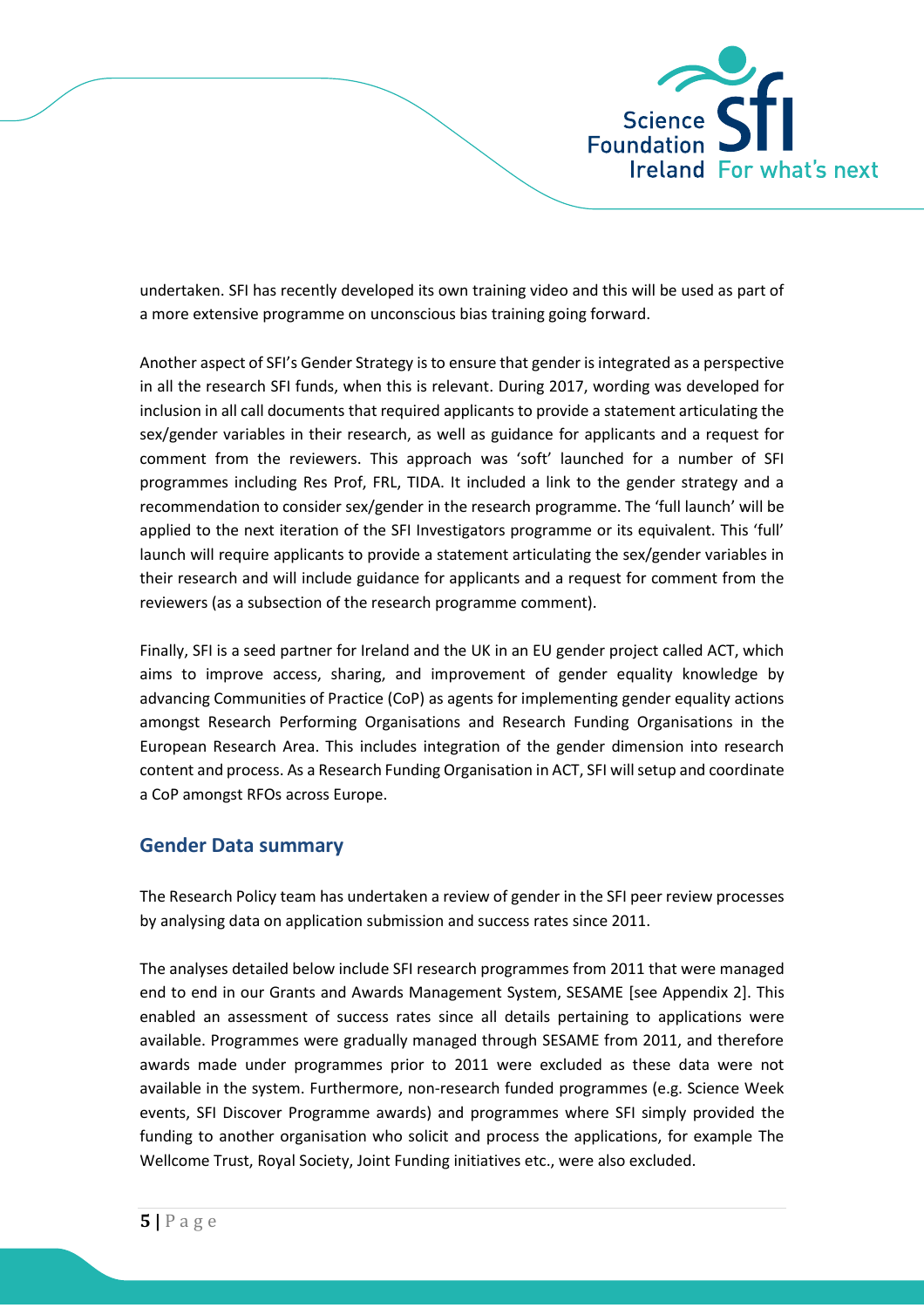undertaken. SFI has recently developed its own training video and this will be used as part of a more extensive programme on unconscious bias training going forward.

Another aspect of SFI's Gender Strategy is to ensure that gender is integrated as a perspective in all the research SFI funds, when this is relevant. During 2017, wording was developed for inclusion in all call documents that required applicants to provide a statement articulating the sex/gender variables in their research, as well as guidance for applicants and a request for comment from the reviewers. This approach was 'soft' launched for a number of SFI programmes including Res Prof, FRL, TIDA. It included a link to the gender strategy and a recommendation to consider sex/gender in the research programme. The 'full launch' will be applied to the next iteration of the SFI Investigators programme or its equivalent. This 'full' launch will require applicants to provide a statement articulating the sex/gender variables in their research and will include guidance for applicants and a request for comment from the reviewers (as a subsection of the research programme comment).

Finally, SFI is a seed partner for Ireland and the UK in an EU gender project called ACT, which aims to improve access, sharing, and improvement of gender equality knowledge by advancing Communities of Practice (CoP) as agents for implementing gender equality actions amongst Research Performing Organisations and Research Funding Organisations in the European Research Area. This includes integration of the gender dimension into research content and process. As a Research Funding Organisation in ACT, SFI will setup and coordinate a CoP amongst RFOs across Europe.

## Gender Data summary

The Research Policy team has undertaken a review of gender in the SFI peer review processes by analysing data on application submission and success rates since 2011.

The analyses detailed below include SFI research programmes from 2011 that were managed end to end in our Grants and Awards Management System, SESAME [see Appendix 2]. This enabled an assessment of success rates since all details pertaining to applications were available. Programmes were gradually managed through SESAME from 2011, and therefore awards made under programmes prior to 2011 were excluded as these data were not available in the system. Furthermore, non-research funded programmes (e.g. Science Week events, SFI Discover Programme awards) and programmes where SFI simply provided the funding to another organisation who solicit and process the applications, for example The Wellcome Trust, Royal Society, Joint Funding initiatives etc., were also excluded.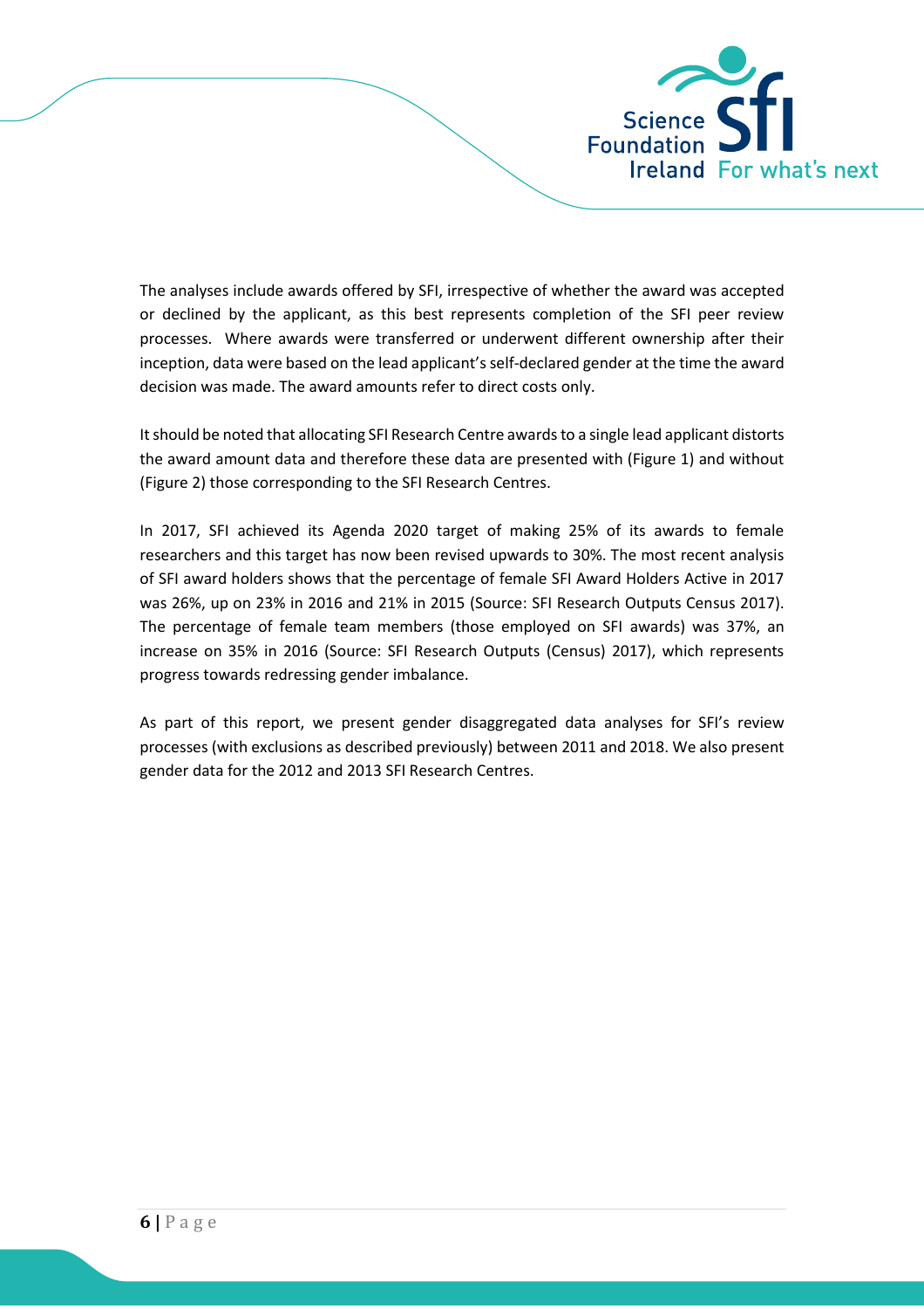The analyses include awards offered by SFI, irrespective of whether the award was accepted or declined by the applicant, as this best represents completion of the SFI peer review processes. Where awards were transferred or underwent different ownership after their inception, data were based on the lead applicant's self-declared gender at the time the award decision was made. The award amounts refer to direct costs only.

It should be noted that allocating SFI Research Centre awards to a single lead applicant distorts the award amount data and therefore these data are presented with (Figure 1) and without (Figure 2) those corresponding to the SFI Research Centres.

In 2017, SFI achieved its Agenda 2020 target of making 25% of its awards to female researchers and this target has now been revised upwards to 30%. The most recent analysis of SFI award holders shows that the percentage of female SFI Award Holders Active in 2017 was 26%, up on 23% in 2016 and 21% in 2015 (Source: SFI Research Outputs Census 2017). The percentage of female team members (those employed on SFI awards) was 37%, an increase on 35% in 2016 (Source: SFI Research Outputs (Census) 2017), which represents progress towards redressing gender imbalance.

As part of this report, we present gender disaggregated data analyses for SFI's review processes (with exclusions as described previously) between 2011 and 2018. We also present gender data for the 2012 and 2013 SFI Research Centres.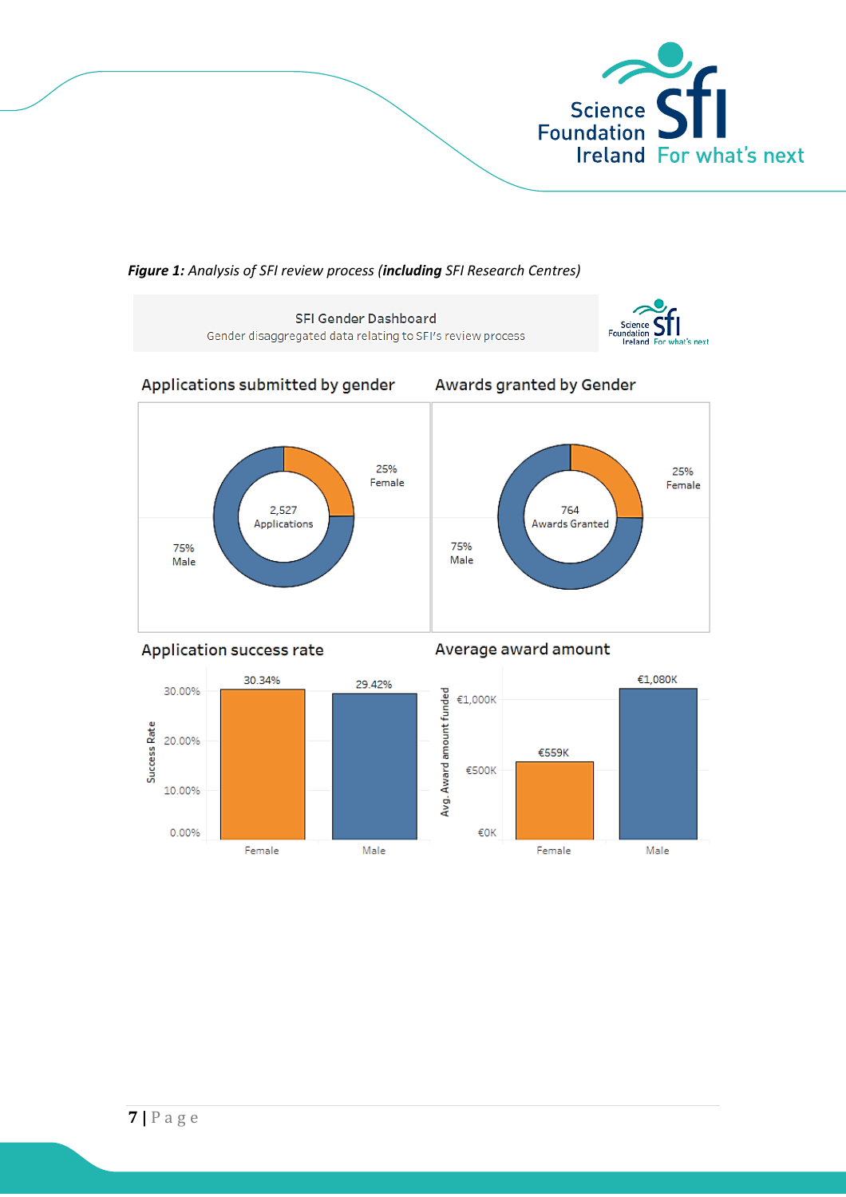***Figure 1:*** *Analysis of SFI review process (**including** SFI Research Centres)*

SFI Gender Dashboard
Gender disaggregated data relating to SFI's review process

Applications submitted by gender

25%
Female

2,527
Applications

75%
Male

Awards granted by Gender

25%
Female

764
Awards Granted

75%
Male

Application success rate

Success Rate

30.00%
20.00%
10.00%
0.00%

30.34%
29.42%

Female
Male

Average award amount

Avg. Award amount funded

€1,000K
€500K
€0K

€559K
€1,080K

Female
Male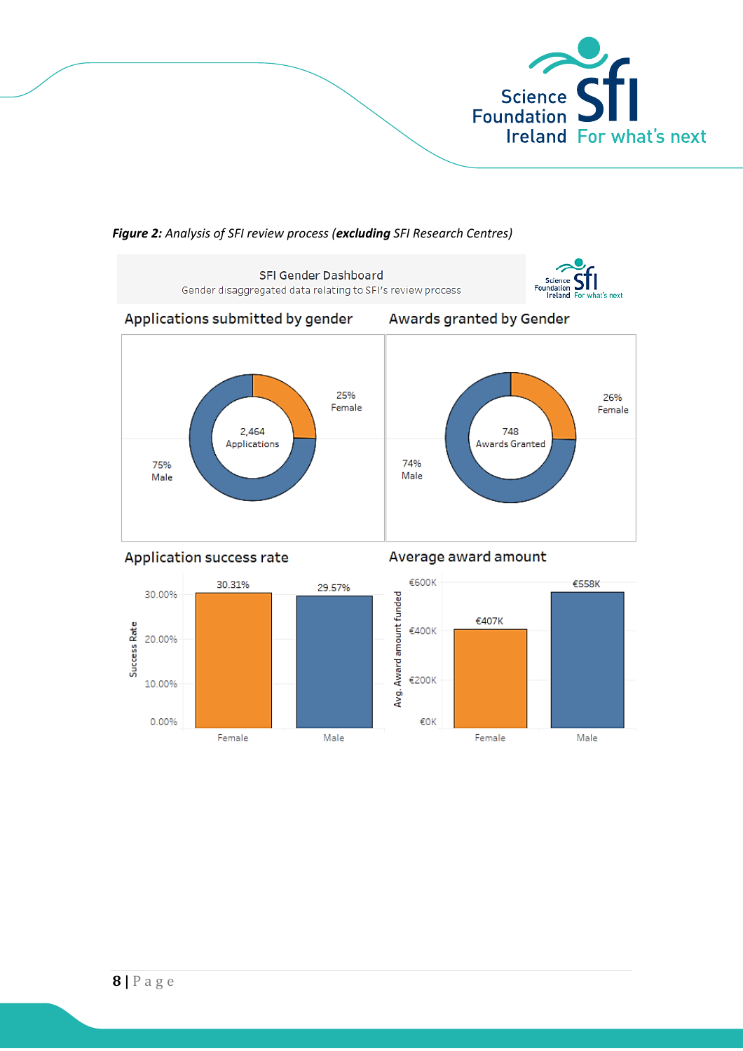*Figure 2: Analysis of SFI review process (**excluding** SFI Research Centres)*

SFI Gender Dashboard

Gender disaggregated data relating to SFI's review process

### Applications submitted by gender

2,464 Applications

25% Female

75% Male

### Awards granted by Gender

748 Awards Granted

26% Female

74% Male

### Application success rate

Success Rate

30.00%
20.00%
10.00%
0.00%

30.31%
29.57%

Female
Male

### Average award amount

Avg. Award amount funded

€600K
€400K
€200K
€0K

€407K
€558K

Female
Male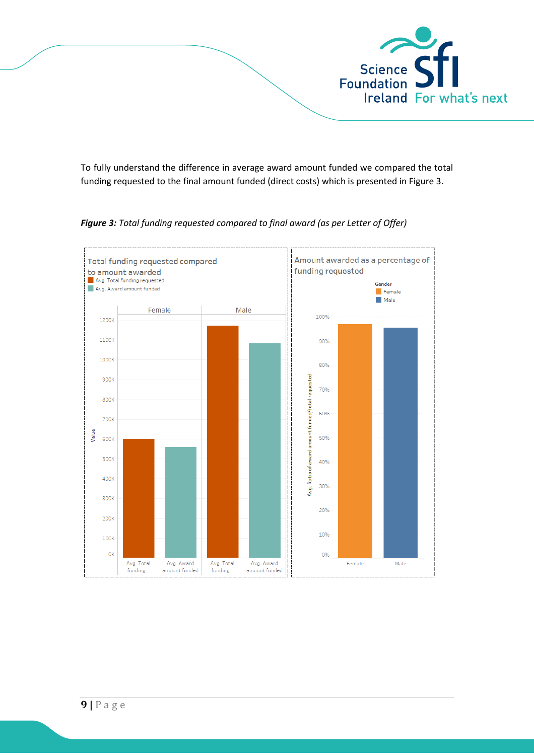To fully understand the difference in average award amount funded we compared the total funding requested to the final amount funded (direct costs) which is presented in Figure 3.

***Figure 3:** Total funding requested compared to final award (as per Letter of Offer)*

Total funding requested compared to amount awarded

Avg. Total funding requested

Avg. Award amount funded

Female

Male

Value

1200K
1100K
1000K
900K
800K
700K
600K
500K
400K
300K
200K
100K
0K

Avg. Total funding ..

Avg. Award amount funded

Avg. Total funding ..

Avg. Award amount funded

Amount awarded as a percentage of funding requested

Gender

Female

Male

Avg. Ratio of award amount funded/total requested

100%
90%
80%
70%
60%
50%
40%
30%
20%
10%
0%

Female

Male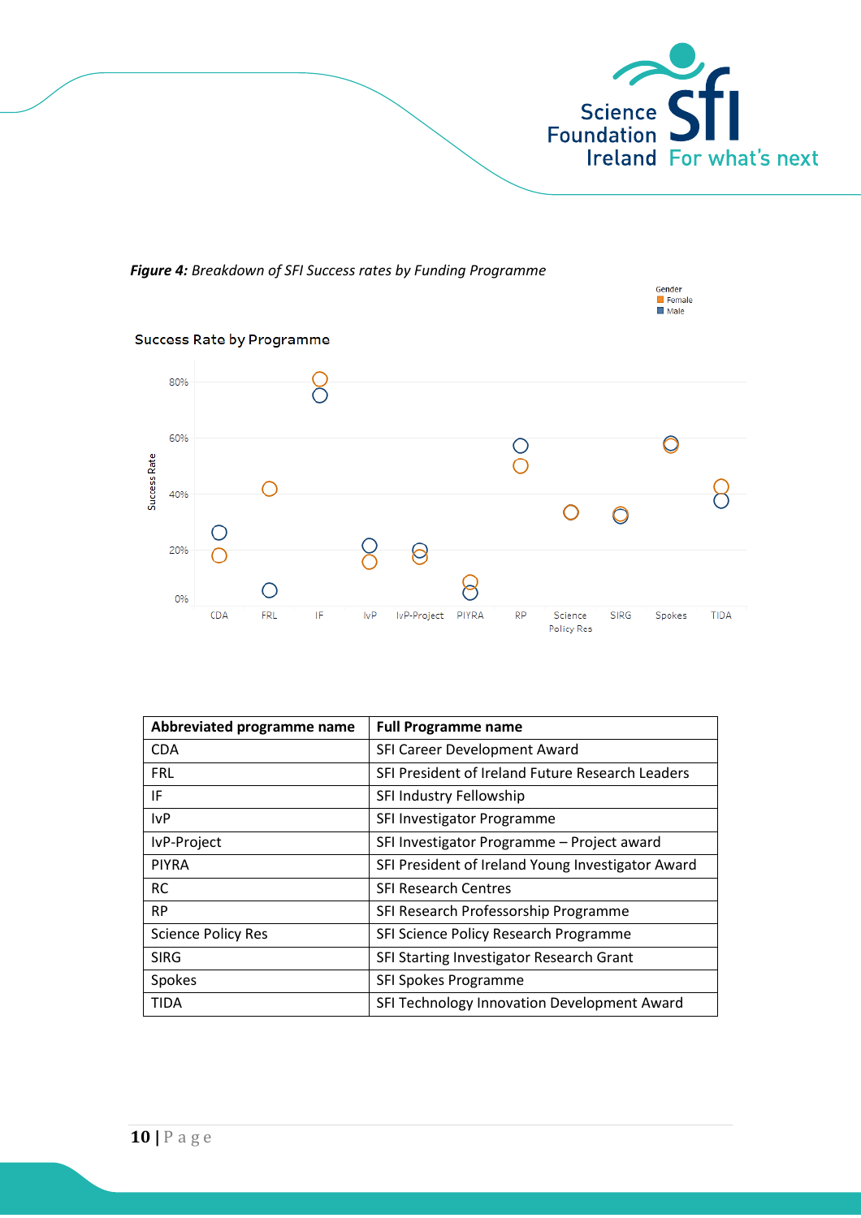***Figure 4:*** *Breakdown of SFI Success rates by Funding Programme*

Gender
Female
Male

Success Rate by Programme

Success Rate

80%
60%
40%
20%
0%

CDA
FRL
IF
IvP
IvP-Project
PIYRA
RP
Science Policy Res
SIRG
Spokes
TIDA

| Abbreviated programme name | Full Programme name |
|---|---|
| CDA | SFI Career Development Award |
| FRL | SFI President of Ireland Future Research Leaders |
| IF | SFI Industry Fellowship |
| IvP | SFI Investigator Programme |
| IvP-Project | SFI Investigator Programme – Project award |
| PIYRA | SFI President of Ireland Young Investigator Award |
| RC | SFI Research Centres |
| RP | SFI Research Professorship Programme |
| Science Policy Res | SFI Science Policy Research Programme |
| SIRG | SFI Starting Investigator Research Grant |
| Spokes | SFI Spokes Programme |
| TIDA | SFI Technology Innovation Development Award |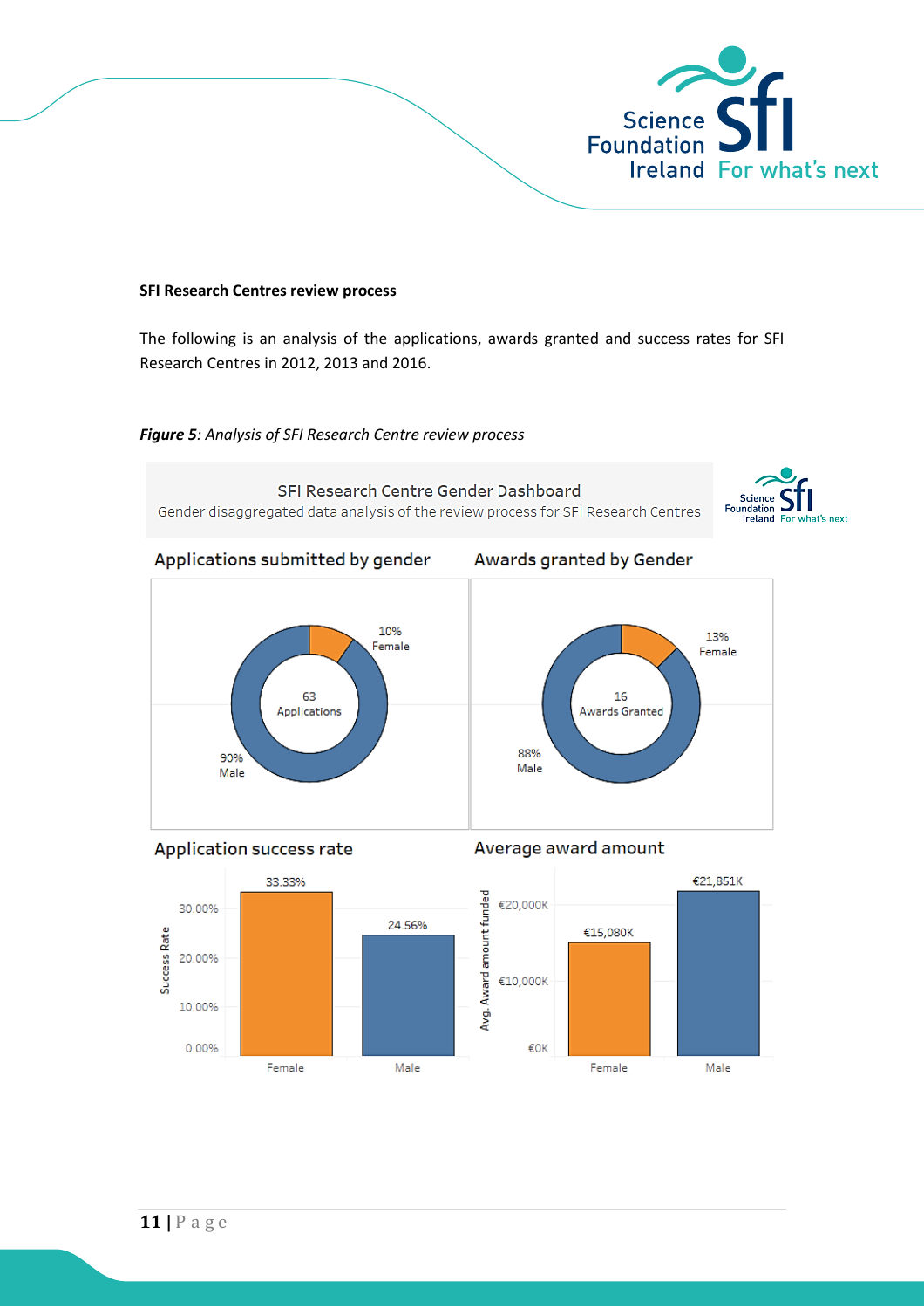**SFI Research Centres review process**

The following is an analysis of the applications, awards granted and success rates for SFI Research Centres in 2012, 2013 and 2016.

***Figure 5**: Analysis of SFI Research Centre review process*

SFI Research Centre Gender Dashboard

Gender disaggregated data analysis of the review process for SFI Research Centres

**Applications submitted by gender**

63 Applications

- 10% Female
- 90% Male

**Awards granted by Gender**

16 Awards Granted

- 13% Female
- 88% Male

**Application success rate**

| | Female | Male |
|---|---|---|
| Success Rate | 33.33% | 24.56% |

**Average award amount**

| | Female | Male |
|---|---|---|
| Avg. Award amount funded | €15,080K | €21,851K |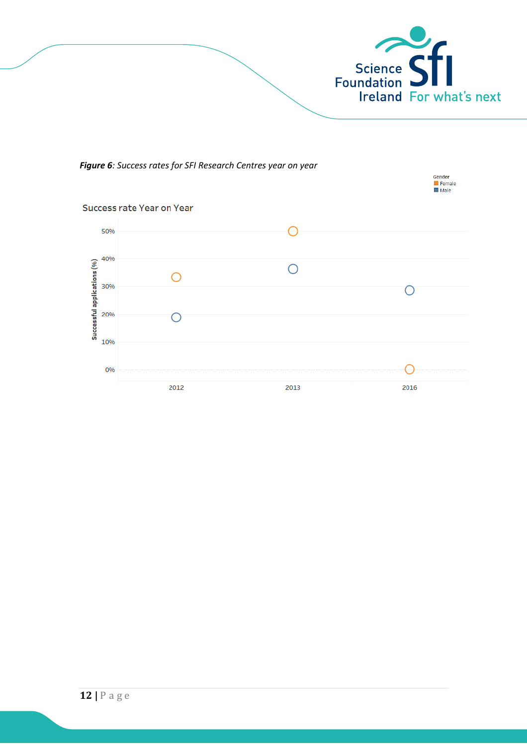***Figure 6**: Success rates for SFI Research Centres year on year*

Gender
Female
Male

Success rate Year on Year

Successful applications (%)

50%
40%
30%
20%
10%
0%

2012
2013
2016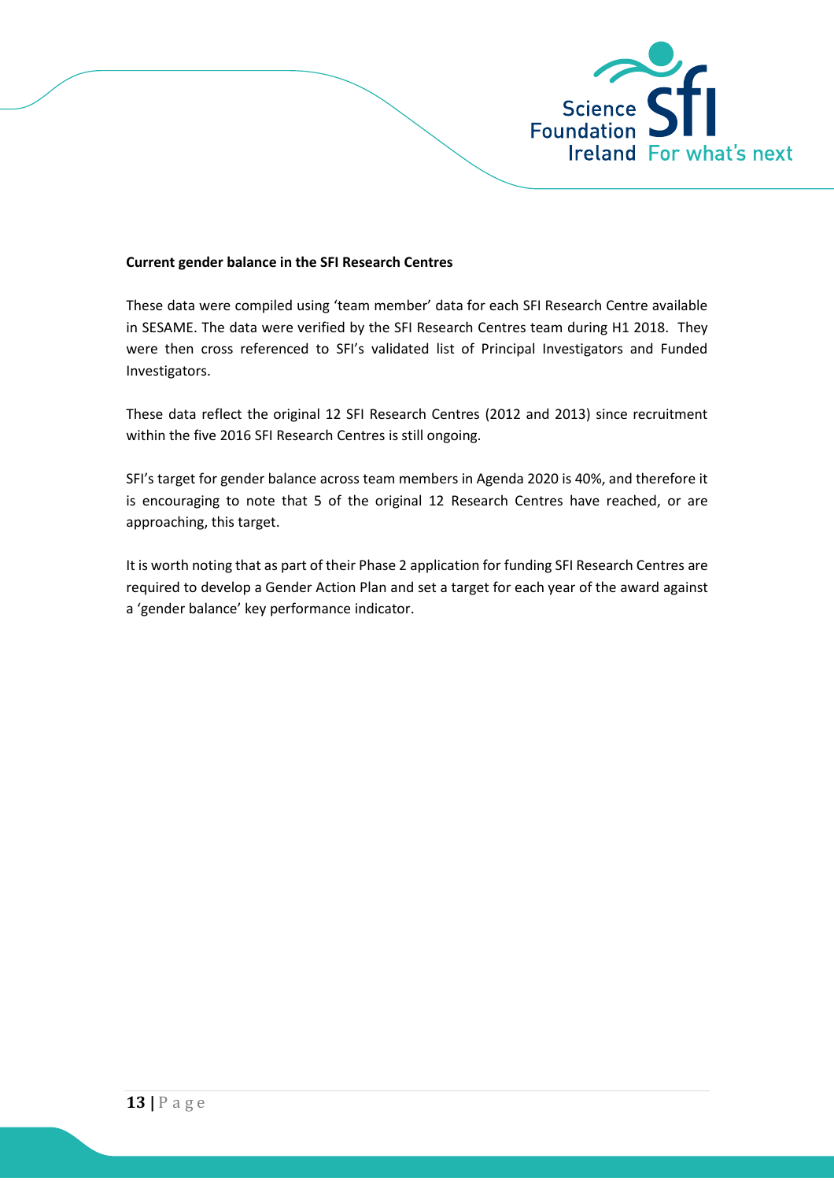**Current gender balance in the SFI Research Centres**

These data were compiled using 'team member' data for each SFI Research Centre available in SESAME. The data were verified by the SFI Research Centres team during H1 2018. They were then cross referenced to SFI's validated list of Principal Investigators and Funded Investigators.

These data reflect the original 12 SFI Research Centres (2012 and 2013) since recruitment within the five 2016 SFI Research Centres is still ongoing.

SFI's target for gender balance across team members in Agenda 2020 is 40%, and therefore it is encouraging to note that 5 of the original 12 Research Centres have reached, or are approaching, this target.

It is worth noting that as part of their Phase 2 application for funding SFI Research Centres are required to develop a Gender Action Plan and set a target for each year of the award against a 'gender balance' key performance indicator.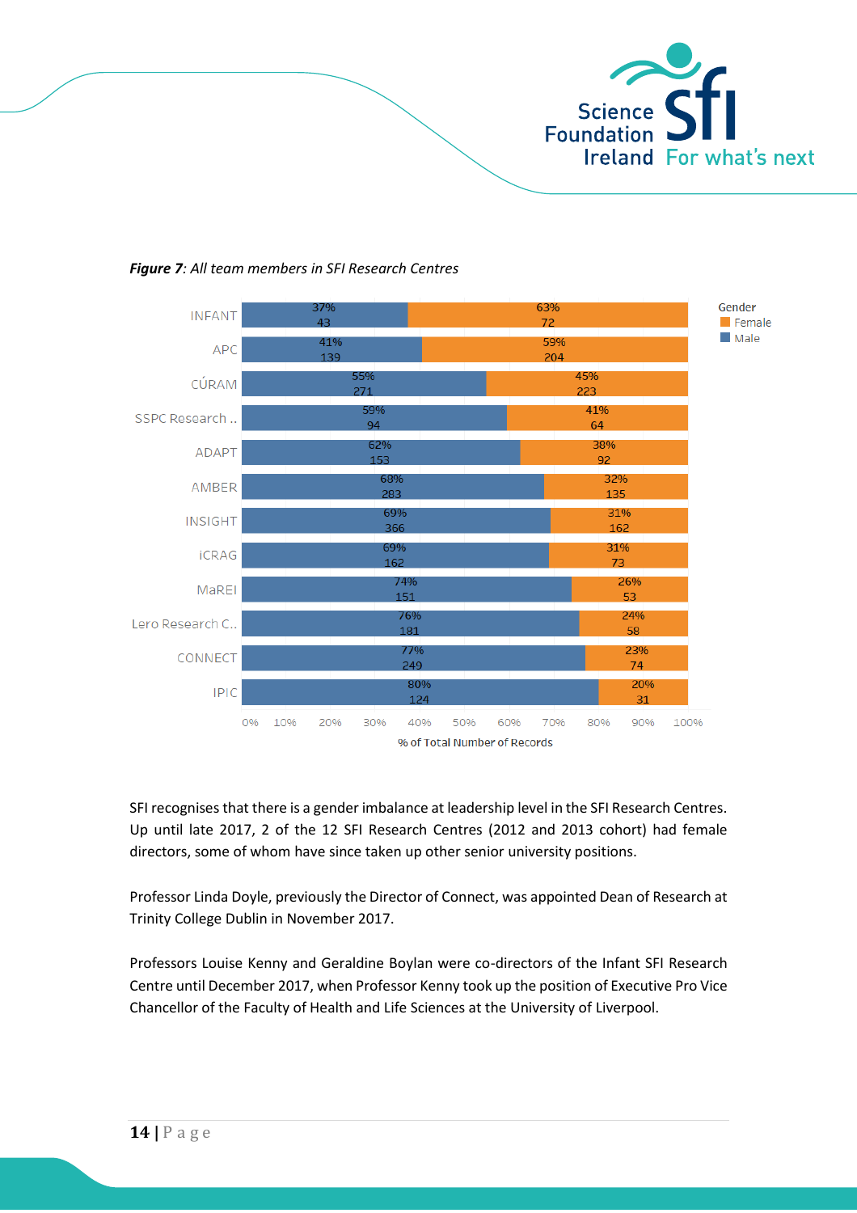***Figure 7**: All team members in SFI Research Centres*

Gender
Female
Male

INFANT 37% 43 63% 72
APC 41% 139 59% 204
CÚRAM 55% 271 45% 223
SSPC Research .. 59% 94 41% 64
ADAPT 62% 153 38% 92
AMBER 68% 283 32% 135
INSIGHT 69% 366 31% 162
iCRAG 69% 162 31% 73
MaREI 74% 151 26% 53
Lero Research C.. 76% 181 24% 58
CONNECT 77% 249 23% 74
IPIC 80% 124 20% 31

0% 10% 20% 30% 40% 50% 60% 70% 80% 90% 100%

% of Total Number of Records

SFI recognises that there is a gender imbalance at leadership level in the SFI Research Centres. Up until late 2017, 2 of the 12 SFI Research Centres (2012 and 2013 cohort) had female directors, some of whom have since taken up other senior university positions.

Professor Linda Doyle, previously the Director of Connect, was appointed Dean of Research at Trinity College Dublin in November 2017.

Professors Louise Kenny and Geraldine Boylan were co-directors of the Infant SFI Research Centre until December 2017, when Professor Kenny took up the position of Executive Pro Vice Chancellor of the Faculty of Health and Life Sciences at the University of Liverpool.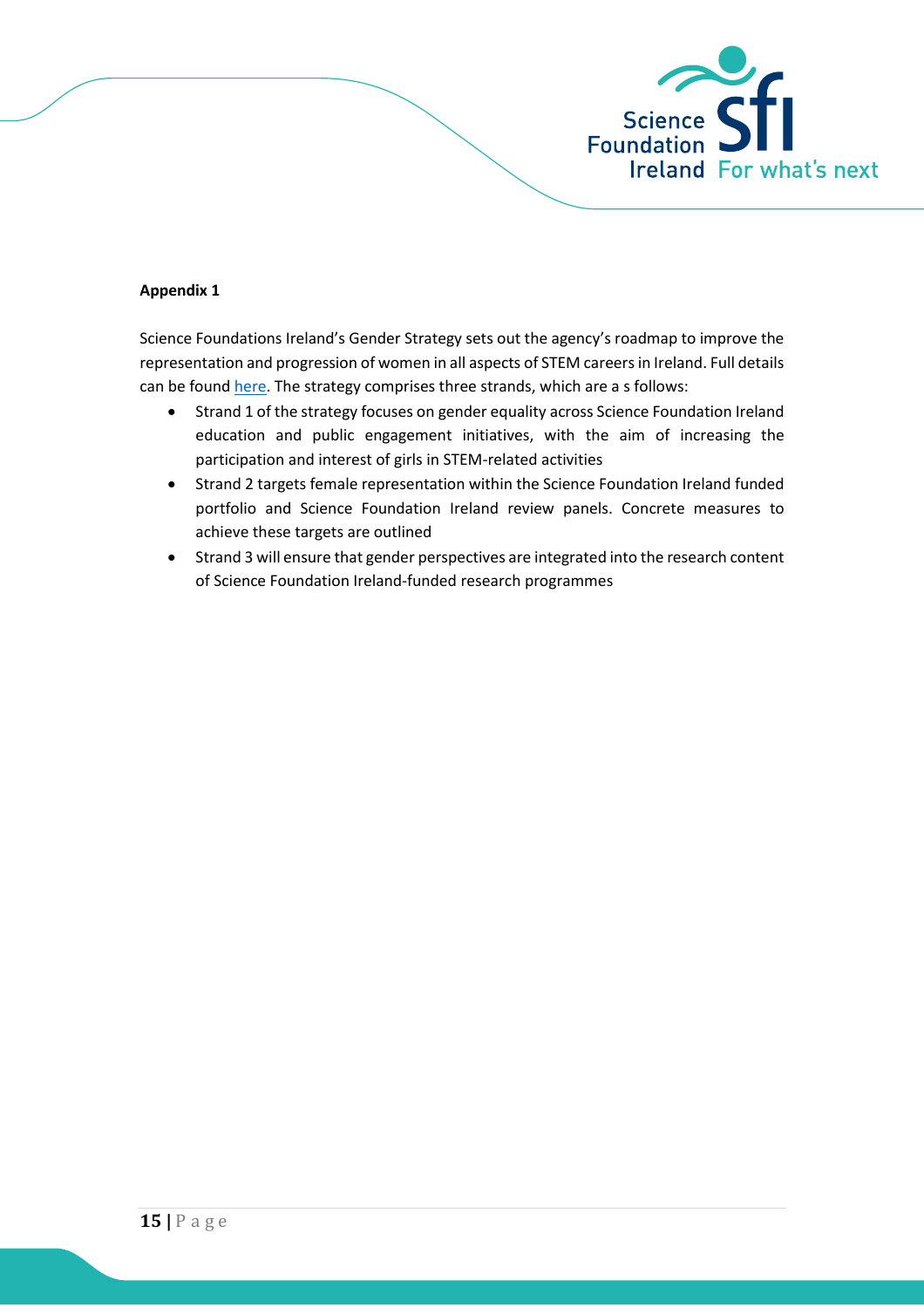**Appendix 1**

Science Foundations Ireland's Gender Strategy sets out the agency's roadmap to improve the representation and progression of women in all aspects of STEM careers in Ireland. Full details can be found here. The strategy comprises three strands, which are a s follows:

- Strand 1 of the strategy focuses on gender equality across Science Foundation Ireland education and public engagement initiatives, with the aim of increasing the participation and interest of girls in STEM-related activities
- Strand 2 targets female representation within the Science Foundation Ireland funded portfolio and Science Foundation Ireland review panels. Concrete measures to achieve these targets are outlined
- Strand 3 will ensure that gender perspectives are integrated into the research content of Science Foundation Ireland-funded research programmes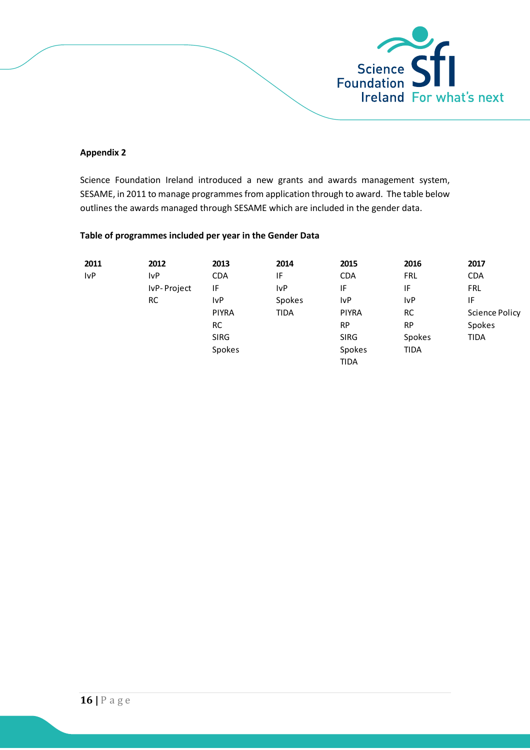**Appendix 2**

Science Foundation Ireland introduced a new grants and awards management system, SESAME, in 2011 to manage programmes from application through to award. The table below outlines the awards managed through SESAME which are included in the gender data.

**Table of programmes included per year in the Gender Data**

| 2011 | 2012 | 2013 | 2014 | 2015 | 2016 | 2017 |
|---|---|---|---|---|---|---|
| IvP | IvP | CDA | IF | CDA | FRL | CDA |
| | IvP- Project | IF | IvP | IF | IF | FRL |
| | RC | IvP | Spokes | IvP | IvP | IF |
| | | PIYRA | TIDA | PIYRA | RC | Science Policy |
| | | RC | | RP | RP | Spokes |
| | | SIRG | | SIRG | Spokes | TIDA |
| | | Spokes | | Spokes | TIDA | |
| | | | | TIDA | | |